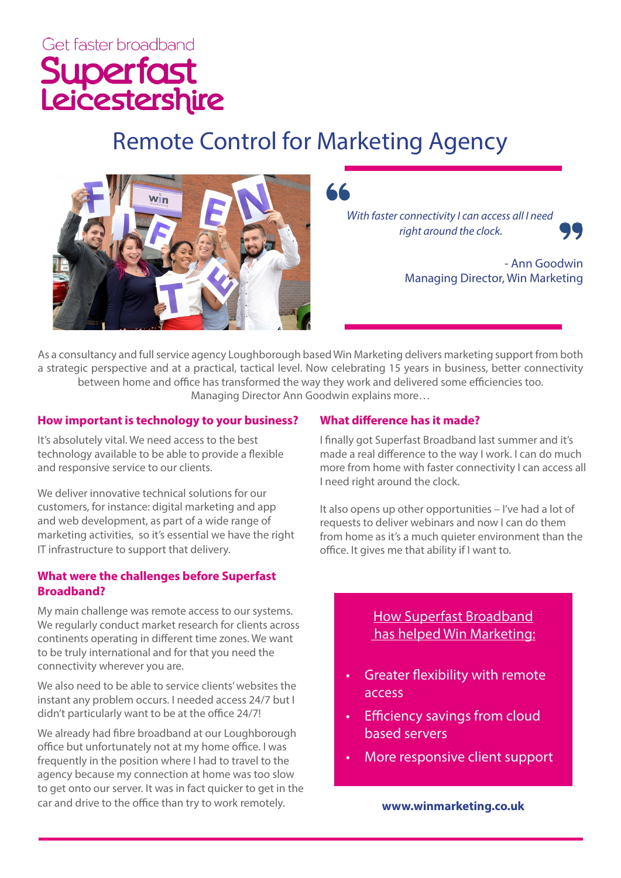Get faster broadband

# Superfast Leicestershire

## Remote Control for Marketing Agency

> *With faster connectivity I can access all I need right around the clock.*
>
> \- Ann Goodwin
> Managing Director, Win Marketing

As a consultancy and full service agency Loughborough based Win Marketing delivers marketing support from both a strategic perspective and at a practical, tactical level. Now celebrating 15 years in business, better connectivity between home and office has transformed the way they work and delivered some efficiencies too. Managing Director Ann Goodwin explains more…

### How important is technology to your business?

It's absolutely vital. We need access to the best technology available to be able to provide a flexible and responsive service to our clients.

We deliver innovative technical solutions for our customers, for instance: digital marketing and app and web development, as part of a wide range of marketing activities, so it's essential we have the right IT infrastructure to support that delivery.

### What were the challenges before Superfast Broadband?

My main challenge was remote access to our systems. We regularly conduct market research for clients across continents operating in different time zones. We want to be truly international and for that you need the connectivity wherever you are.

We also need to be able to service clients' websites the instant any problem occurs. I needed access 24/7 but I didn't particularly want to be at the office 24/7!

We already had fibre broadband at our Loughborough office but unfortunately not at my home office. I was frequently in the position where I had to travel to the agency because my connection at home was too slow to get onto our server. It was in fact quicker to get in the car and drive to the office than try to work remotely.

### What difference has it made?

I finally got Superfast Broadband last summer and it's made a real difference to the way I work. I can do much more from home with faster connectivity I can access all I need right around the clock.

It also opens up other opportunities – I've had a lot of requests to deliver webinars and now I can do them from home as it's a much quieter environment than the office. It gives me that ability if I want to.

**How Superfast Broadband has helped Win Marketing:**

- Greater flexibility with remote access
- Efficiency savings from cloud based servers
- More responsive client support

**www.winmarketing.co.uk**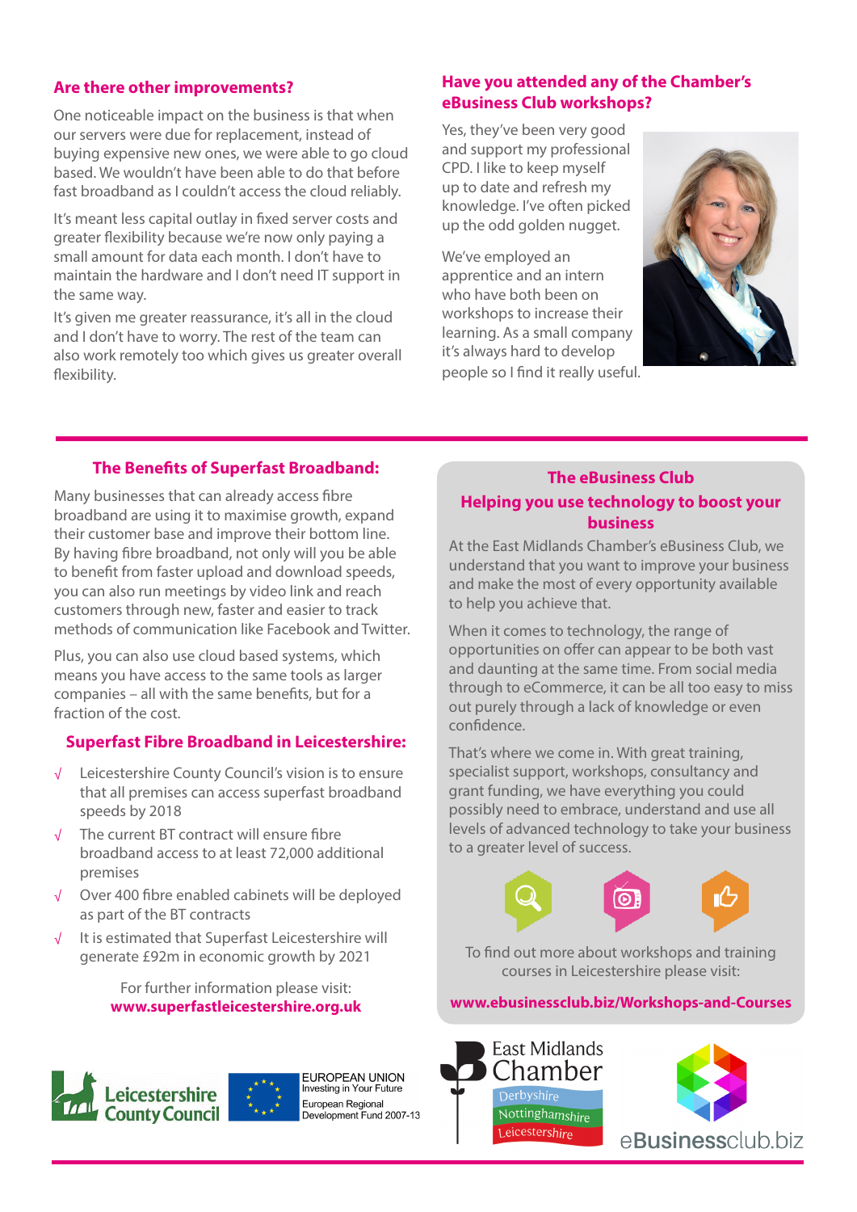## Are there other improvements?

One noticeable impact on the business is that when our servers were due for replacement, instead of buying expensive new ones, we were able to go cloud based. We wouldn't have been able to do that before fast broadband as I couldn't access the cloud reliably.

It's meant less capital outlay in fixed server costs and greater flexibility because we're now only paying a small amount for data each month. I don't have to maintain the hardware and I don't need IT support in the same way.

It's given me greater reassurance, it's all in the cloud and I don't have to worry. The rest of the team can also work remotely too which gives us greater overall flexibility.

## Have you attended any of the Chamber's eBusiness Club workshops?

Yes, they've been very good and support my professional CPD. I like to keep myself up to date and refresh my knowledge. I've often picked up the odd golden nugget.

We've employed an apprentice and an intern who have both been on workshops to increase their learning. As a small company it's always hard to develop people so I find it really useful.

## The Benefits of Superfast Broadband:

Many businesses that can already access fibre broadband are using it to maximise growth, expand their customer base and improve their bottom line. By having fibre broadband, not only will you be able to benefit from faster upload and download speeds, you can also run meetings by video link and reach customers through new, faster and easier to track methods of communication like Facebook and Twitter.

Plus, you can also use cloud based systems, which means you have access to the same tools as larger companies – all with the same benefits, but for a fraction of the cost.

## Superfast Fibre Broadband in Leicestershire:

- √ Leicestershire County Council's vision is to ensure that all premises can access superfast broadband speeds by 2018
- √ The current BT contract will ensure fibre broadband access to at least 72,000 additional premises
- √ Over 400 fibre enabled cabinets will be deployed as part of the BT contracts
- √ It is estimated that Superfast Leicestershire will generate £92m in economic growth by 2021

For further information please visit:
**www.superfastleicestershire.org.uk**

## The eBusiness Club
## Helping you use technology to boost your business

At the East Midlands Chamber's eBusiness Club, we understand that you want to improve your business and make the most of every opportunity available to help you achieve that.

When it comes to technology, the range of opportunities on offer can appear to be both vast and daunting at the same time. From social media through to eCommerce, it can be all too easy to miss out purely through a lack of knowledge or even confidence.

That's where we come in. With great training, specialist support, workshops, consultancy and grant funding, we have everything you could possibly need to embrace, understand and use all levels of advanced technology to take your business to a greater level of success.

To find out more about workshops and training courses in Leicestershire please visit:

**www.ebusinessclub.biz/Workshops-and-Courses**

Leicestershire County Council

EUROPEAN UNION
Investing in Your Future
European Regional Development Fund 2007-13

East Midlands Chamber
Derbyshire
Nottinghamshire
Leicestershire

eBusinessclub.biz